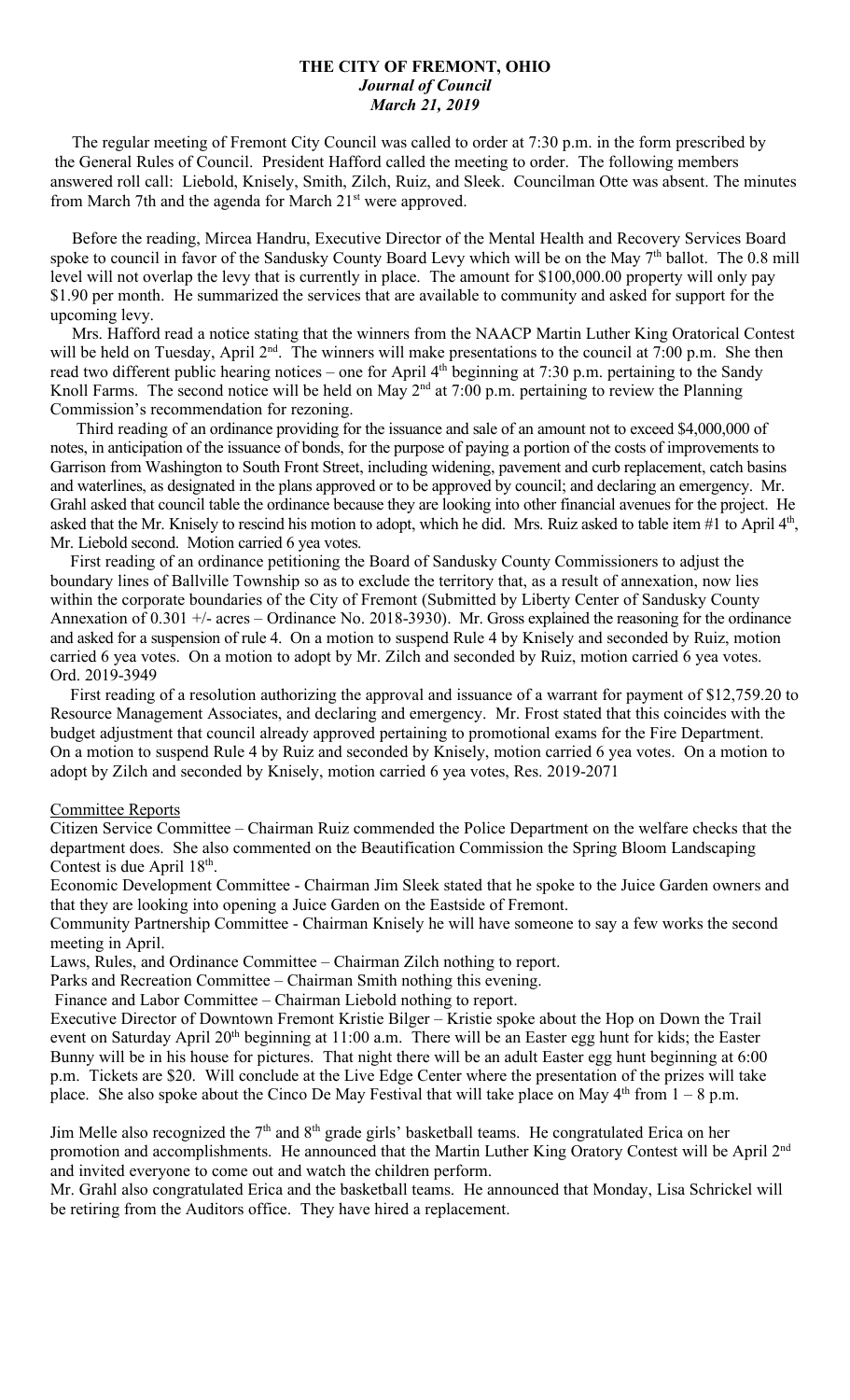**THE CITY OF FREMONT, OHIO**
***Journal of Council***
***March 21, 2019***

The regular meeting of Fremont City Council was called to order at 7:30 p.m. in the form prescribed by the General Rules of Council. President Hafford called the meeting to order. The following members answered roll call: Liebold, Knisely, Smith, Zilch, Ruiz, and Sleek. Councilman Otte was absent. The minutes from March 7th and the agenda for March 21st were approved.

Before the reading, Mircea Handru, Executive Director of the Mental Health and Recovery Services Board spoke to council in favor of the Sandusky County Board Levy which will be on the May 7th ballot. The 0.8 mill level will not overlap the levy that is currently in place. The amount for $100,000.00 property will only pay $1.90 per month. He summarized the services that are available to community and asked for support for the upcoming levy.

Mrs. Hafford read a notice stating that the winners from the NAACP Martin Luther King Oratorical Contest will be held on Tuesday, April 2nd. The winners will make presentations to the council at 7:00 p.m. She then read two different public hearing notices – one for April 4th beginning at 7:30 p.m. pertaining to the Sandy Knoll Farms. The second notice will be held on May 2nd at 7:00 p.m. pertaining to review the Planning Commission's recommendation for rezoning.

Third reading of an ordinance providing for the issuance and sale of an amount not to exceed $4,000,000 of notes, in anticipation of the issuance of bonds, for the purpose of paying a portion of the costs of improvements to Garrison from Washington to South Front Street, including widening, pavement and curb replacement, catch basins and waterlines, as designated in the plans approved or to be approved by council; and declaring an emergency. Mr. Grahl asked that council table the ordinance because they are looking into other financial avenues for the project. He asked that the Mr. Knisely to rescind his motion to adopt, which he did. Mrs. Ruiz asked to table item #1 to April 4th, Mr. Liebold second. Motion carried 6 yea votes.

First reading of an ordinance petitioning the Board of Sandusky County Commissioners to adjust the boundary lines of Ballville Township so as to exclude the territory that, as a result of annexation, now lies within the corporate boundaries of the City of Fremont (Submitted by Liberty Center of Sandusky County Annexation of 0.301 +/- acres – Ordinance No. 2018-3930). Mr. Gross explained the reasoning for the ordinance and asked for a suspension of rule 4. On a motion to suspend Rule 4 by Knisely and seconded by Ruiz, motion carried 6 yea votes. On a motion to adopt by Mr. Zilch and seconded by Ruiz, motion carried 6 yea votes. Ord. 2019-3949

First reading of a resolution authorizing the approval and issuance of a warrant for payment of $12,759.20 to Resource Management Associates, and declaring and emergency. Mr. Frost stated that this coincides with the budget adjustment that council already approved pertaining to promotional exams for the Fire Department. On a motion to suspend Rule 4 by Ruiz and seconded by Knisely, motion carried 6 yea votes. On a motion to adopt by Zilch and seconded by Knisely, motion carried 6 yea votes, Res. 2019-2071

Committee Reports

Citizen Service Committee – Chairman Ruiz commended the Police Department on the welfare checks that the department does. She also commented on the Beautification Commission the Spring Bloom Landscaping Contest is due April 18th.

Economic Development Committee - Chairman Jim Sleek stated that he spoke to the Juice Garden owners and that they are looking into opening a Juice Garden on the Eastside of Fremont.

Community Partnership Committee - Chairman Knisely he will have someone to say a few works the second meeting in April.

Laws, Rules, and Ordinance Committee – Chairman Zilch nothing to report.

Parks and Recreation Committee – Chairman Smith nothing this evening.

Finance and Labor Committee – Chairman Liebold nothing to report.

Executive Director of Downtown Fremont Kristie Bilger – Kristie spoke about the Hop on Down the Trail event on Saturday April 20th beginning at 11:00 a.m. There will be an Easter egg hunt for kids; the Easter Bunny will be in his house for pictures. That night there will be an adult Easter egg hunt beginning at 6:00 p.m. Tickets are $20. Will conclude at the Live Edge Center where the presentation of the prizes will take place. She also spoke about the Cinco De May Festival that will take place on May 4th from 1 – 8 p.m.

Jim Melle also recognized the 7th and 8th grade girls' basketball teams. He congratulated Erica on her promotion and accomplishments. He announced that the Martin Luther King Oratory Contest will be April 2nd and invited everyone to come out and watch the children perform.

Mr. Grahl also congratulated Erica and the basketball teams. He announced that Monday, Lisa Schrickel will be retiring from the Auditors office. They have hired a replacement.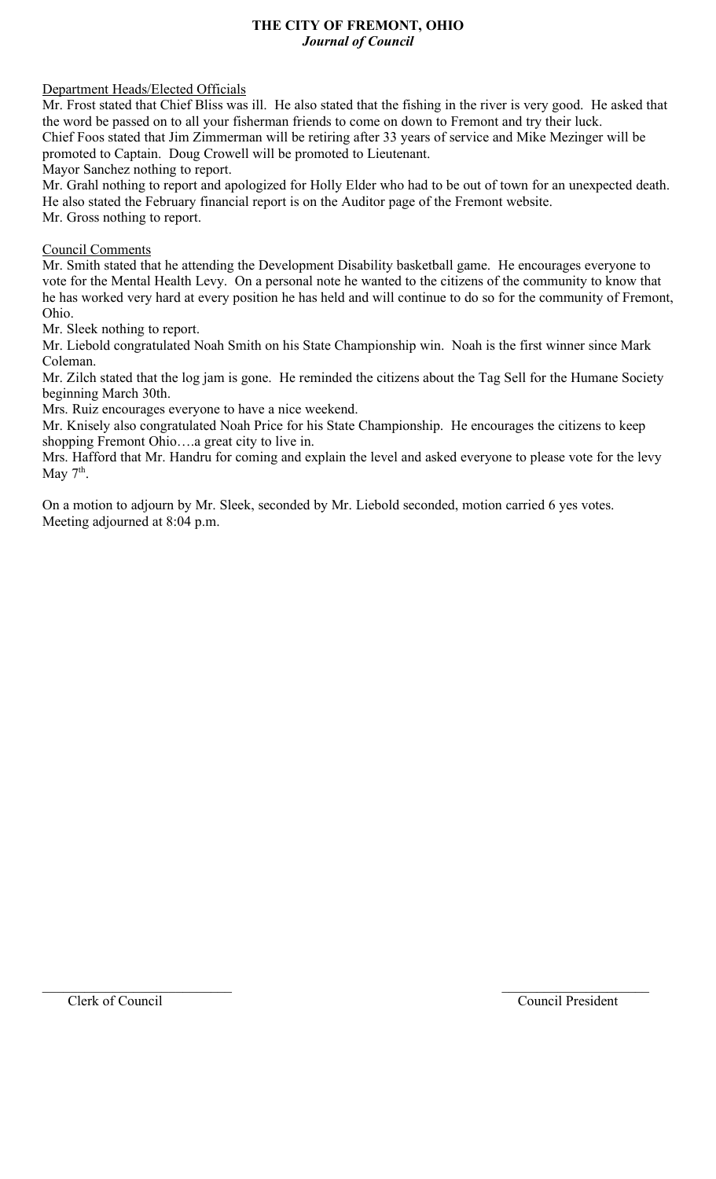**THE CITY OF FREMONT, OHIO**
***Journal of Council***

Department Heads/Elected Officials

Mr. Frost stated that Chief Bliss was ill. He also stated that the fishing in the river is very good. He asked that the word be passed on to all your fisherman friends to come on down to Fremont and try their luck.

Chief Foos stated that Jim Zimmerman will be retiring after 33 years of service and Mike Mezinger will be promoted to Captain. Doug Crowell will be promoted to Lieutenant.

Mayor Sanchez nothing to report.

Mr. Grahl nothing to report and apologized for Holly Elder who had to be out of town for an unexpected death. He also stated the February financial report is on the Auditor page of the Fremont website.

Mr. Gross nothing to report.

Council Comments

Mr. Smith stated that he attending the Development Disability basketball game. He encourages everyone to vote for the Mental Health Levy. On a personal note he wanted to the citizens of the community to know that he has worked very hard at every position he has held and will continue to do so for the community of Fremont, Ohio.

Mr. Sleek nothing to report.

Mr. Liebold congratulated Noah Smith on his State Championship win. Noah is the first winner since Mark Coleman.

Mr. Zilch stated that the log jam is gone. He reminded the citizens about the Tag Sell for the Humane Society beginning March 30th.

Mrs. Ruiz encourages everyone to have a nice weekend.

Mr. Knisely also congratulated Noah Price for his State Championship. He encourages the citizens to keep shopping Fremont Ohio….a great city to live in.

Mrs. Hafford that Mr. Handru for coming and explain the level and asked everyone to please vote for the levy May 7th.

On a motion to adjourn by Mr. Sleek, seconded by Mr. Liebold seconded, motion carried 6 yes votes. Meeting adjourned at 8:04 p.m.

\_\_\_\_\_\_\_\_\_\_\_\_\_\_\_\_\_\_\_\_\_\_\_\_\_\_\_\_
Clerk of Council

\_\_\_\_\_\_\_\_\_\_\_\_\_\_\_\_\_\_\_\_\_\_\_\_\_\_\_\_
Council President